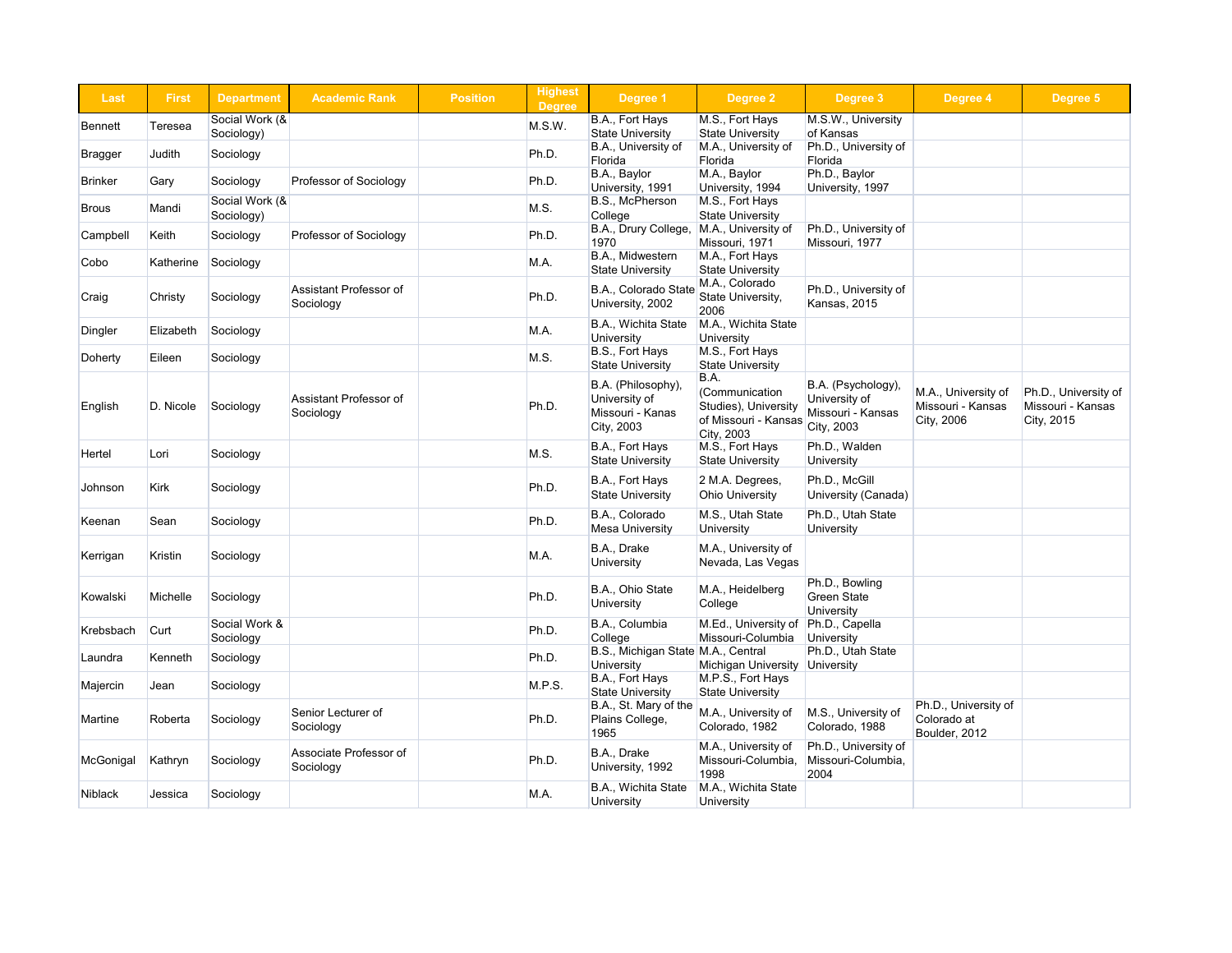| Last | First | Department | Academic Rank | Position | Highest Degree | Degree 1 | Degree 2 | Degree 3 | Degree 4 | Degree 5 |
|---|---|---|---|---|---|---|---|---|---|---|
| Bennett | Teresea | Social Work (& Sociology) | | | M.S.W. | B.A., Fort Hays State University | M.S., Fort Hays State University | M.S.W., University of Kansas | | |
| Bragger | Judith | Sociology | | | Ph.D. | B.A., University of Florida | M.A., University of Florida | Ph.D., University of Florida | | |
| Brinker | Gary | Sociology | Professor of Sociology | | Ph.D. | B.A., Baylor University, 1991 | M.A., Baylor University, 1994 | Ph.D., Baylor University, 1997 | | |
| Brous | Mandi | Social Work (& Sociology) | | | M.S. | B.S., McPherson College | M.S., Fort Hays State University | | | |
| Campbell | Keith | Sociology | Professor of Sociology | | Ph.D. | B.A., Drury College, 1970 | M.A., University of Missouri, 1971 | Ph.D., University of Missouri, 1977 | | |
| Cobo | Katherine | Sociology | | | M.A. | B.A., Midwestern State University | M.A., Fort Hays State University | | | |
| Craig | Christy | Sociology | Assistant Professor of Sociology | | Ph.D. | B.A., Colorado State University, 2002 | M.A., Colorado State University, 2006 | Ph.D., University of Kansas, 2015 | | |
| Dingler | Elizabeth | Sociology | | | M.A. | B.A., Wichita State University | M.A., Wichita State University | | | |
| Doherty | Eileen | Sociology | | | M.S. | B.S., Fort Hays State University | M.S., Fort Hays State University | | | |
| English | D. Nicole | Sociology | Assistant Professor of Sociology | | Ph.D. | B.A. (Philosophy), University of Missouri - Kanas City, 2003 | B.A. (Communication Studies), University of Missouri - Kansas City, 2003 | B.A. (Psychology), University of Missouri - Kansas City, 2003 | M.A., University of Missouri - Kansas City, 2006 | Ph.D., University of Missouri - Kansas City, 2015 |
| Hertel | Lori | Sociology | | | M.S. | B.A., Fort Hays State University | M.S., Fort Hays State University | Ph.D., Walden University | | |
| Johnson | Kirk | Sociology | | | Ph.D. | B.A., Fort Hays State University | 2 M.A. Degrees, Ohio University | Ph.D., McGill University (Canada) | | |
| Keenan | Sean | Sociology | | | Ph.D. | B.A., Colorado Mesa University | M.S., Utah State University | Ph.D., Utah State University | | |
| Kerrigan | Kristin | Sociology | | | M.A. | B.A., Drake University | M.A., University of Nevada, Las Vegas | | | |
| Kowalski | Michelle | Sociology | | | Ph.D. | B.A., Ohio State University | M.A., Heidelberg College | Ph.D., Bowling Green State University | | |
| Krebsbach | Curt | Social Work & Sociology | | | Ph.D. | B.A., Columbia College | M.Ed., University of Missouri-Columbia | Ph.D., Capella University | | |
| Laundra | Kenneth | Sociology | | | Ph.D. | B.S., Michigan State University | M.A., Central Michigan University | Ph.D., Utah State University | | |
| Majercin | Jean | Sociology | | | M.P.S. | B.A., Fort Hays State University | M.P.S., Fort Hays State University | | | |
| Martine | Roberta | Sociology | Senior Lecturer of Sociology | | Ph.D. | B.A., St. Mary of the Plains College, 1965 | M.A., University of Colorado, 1982 | M.S., University of Colorado, 1988 | Ph.D., University of Colorado at Boulder, 2012 | |
| McGonigal | Kathryn | Sociology | Associate Professor of Sociology | | Ph.D. | B.A., Drake University, 1992 | M.A., University of Missouri-Columbia, 1998 | Ph.D., University of Missouri-Columbia, 2004 | | |
| Niblack | Jessica | Sociology | | | M.A. | B.A., Wichita State University | M.A., Wichita State University | | | |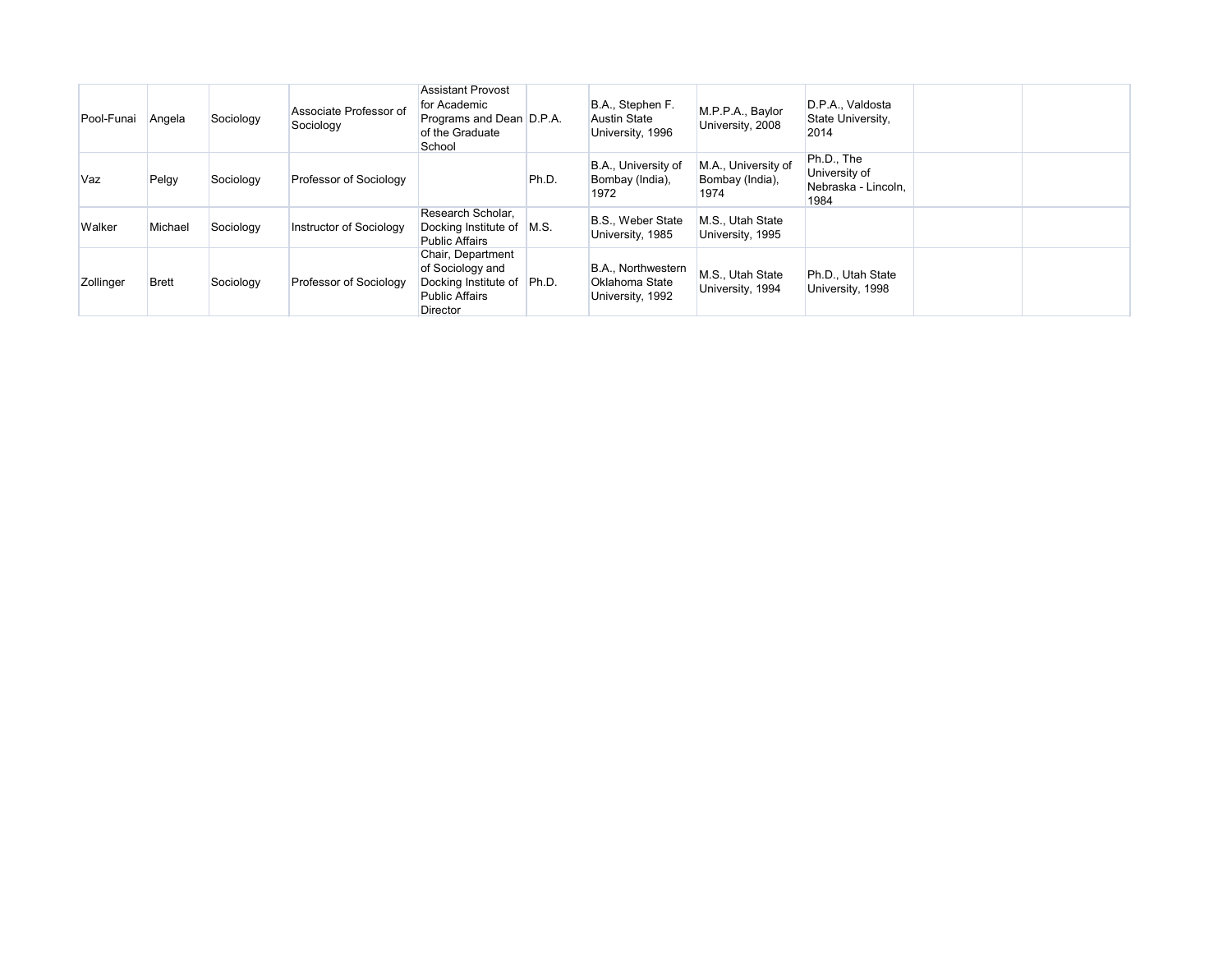| | | | | | | | | | | |
|---|---|---|---|---|---|---|---|---|---|---|
| Pool-Funai | Angela | Sociology | Associate Professor of Sociology | Assistant Provost for Academic Programs and Dean of the Graduate School | D.P.A. | B.A., Stephen F. Austin State University, 1996 | M.P.P.A., Baylor University, 2008 | D.P.A., Valdosta State University, 2014 | | |
| Vaz | Pelgy | Sociology | Professor of Sociology | | Ph.D. | B.A., University of Bombay (India), 1972 | M.A., University of Bombay (India), 1974 | Ph.D., The University of Nebraska - Lincoln, 1984 | | |
| Walker | Michael | Sociology | Instructor of Sociology | Research Scholar, Docking Institute of Public Affairs | M.S. | B.S., Weber State University, 1985 | M.S., Utah State University, 1995 | | | |
| Zollinger | Brett | Sociology | Professor of Sociology | Chair, Department of Sociology and Docking Institute of Public Affairs Director | Ph.D. | B.A., Northwestern Oklahoma State University, 1992 | M.S., Utah State University, 1994 | Ph.D., Utah State University, 1998 | | |